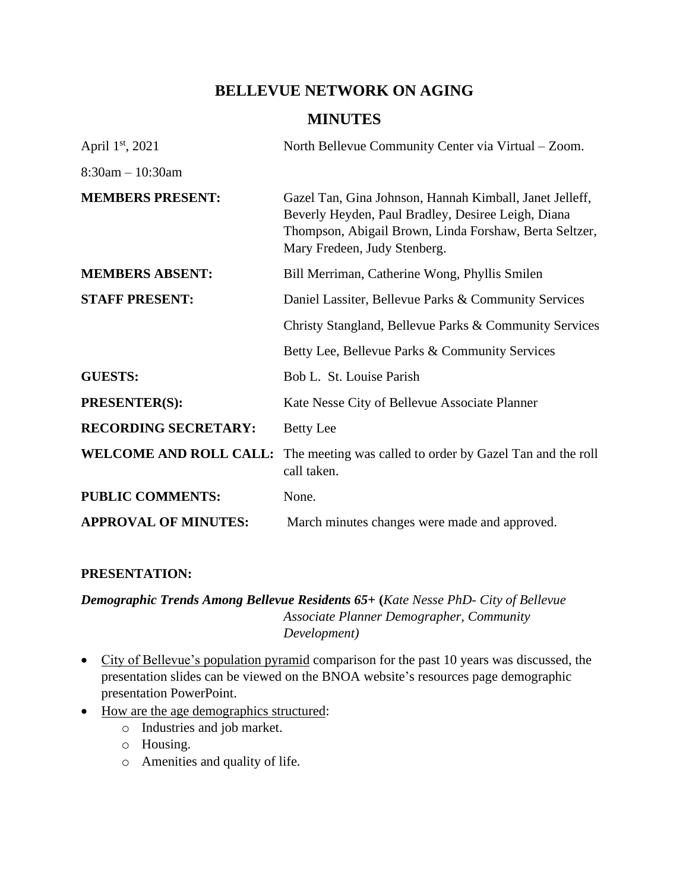# BELLEVUE NETWORK ON AGING

## MINUTES

| | |
|---|---|
| April 1st, 2021 | North Bellevue Community Center via Virtual – Zoom. |
| 8:30am – 10:30am | |
| **MEMBERS PRESENT:** | Gazel Tan, Gina Johnson, Hannah Kimball, Janet Jelleff, Beverly Heyden, Paul Bradley, Desiree Leigh, Diana Thompson, Abigail Brown, Linda Forshaw, Berta Seltzer, Mary Fredeen, Judy Stenberg. |
| **MEMBERS ABSENT:** | Bill Merriman, Catherine Wong, Phyllis Smilen |
| **STAFF PRESENT:** | Daniel Lassiter, Bellevue Parks & Community Services |
| | Christy Stangland, Bellevue Parks & Community Services |
| | Betty Lee, Bellevue Parks & Community Services |
| **GUESTS:** | Bob L. St. Louise Parish |
| **PRESENTER(S):** | Kate Nesse City of Bellevue Associate Planner |
| **RECORDING SECRETARY:** | Betty Lee |
| **WELCOME AND ROLL CALL:** | The meeting was called to order by Gazel Tan and the roll call taken. |
| **PUBLIC COMMENTS:** | None. |
| **APPROVAL OF MINUTES:** | March minutes changes were made and approved. |

**PRESENTATION:**

***Demographic Trends Among Bellevue Residents 65+*** (*Kate Nesse PhD- City of Bellevue Associate Planner Demographer, Community Development)*

- City of Bellevue's population pyramid comparison for the past 10 years was discussed, the presentation slides can be viewed on the BNOA website's resources page demographic presentation PowerPoint.
- How are the age demographics structured:
  - Industries and job market.
  - Housing.
  - Amenities and quality of life.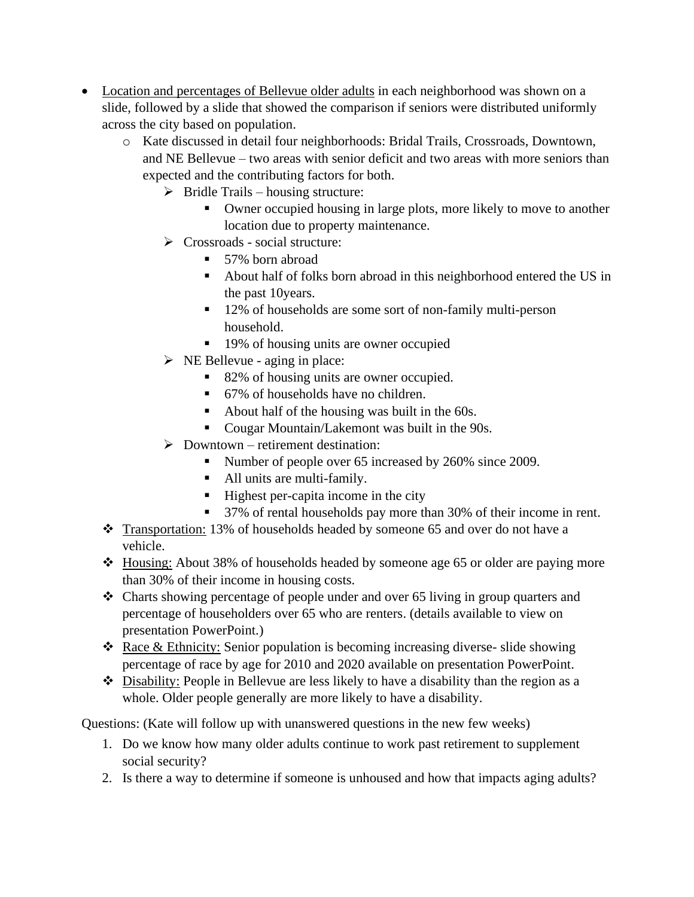- <u>Location and percentages of Bellevue older adults</u> in each neighborhood was shown on a slide, followed by a slide that showed the comparison if seniors were distributed uniformly across the city based on population.
  - Kate discussed in detail four neighborhoods: Bridal Trails, Crossroads, Downtown, and NE Bellevue – two areas with senior deficit and two areas with more seniors than expected and the contributing factors for both.
    - Bridle Trails – housing structure:
      - Owner occupied housing in large plots, more likely to move to another location due to property maintenance.
    - Crossroads - social structure:
      - 57% born abroad
      - About half of folks born abroad in this neighborhood entered the US in the past 10years.
      - 12% of households are some sort of non-family multi-person household.
      - 19% of housing units are owner occupied
    - NE Bellevue - aging in place:
      - 82% of housing units are owner occupied.
      - 67% of households have no children.
      - About half of the housing was built in the 60s.
      - Cougar Mountain/Lakemont was built in the 90s.
    - Downtown – retirement destination:
      - Number of people over 65 increased by 260% since 2009.
      - All units are multi-family.
      - Highest per-capita income in the city
      - 37% of rental households pay more than 30% of their income in rent.
- <u>Transportation:</u> 13% of households headed by someone 65 and over do not have a vehicle.
- <u>Housing:</u> About 38% of households headed by someone age 65 or older are paying more than 30% of their income in housing costs.
- Charts showing percentage of people under and over 65 living in group quarters and percentage of householders over 65 who are renters. (details available to view on presentation PowerPoint.)
- <u>Race & Ethnicity:</u> Senior population is becoming increasing diverse- slide showing percentage of race by age for 2010 and 2020 available on presentation PowerPoint.
- <u>Disability:</u> People in Bellevue are less likely to have a disability than the region as a whole. Older people generally are more likely to have a disability.

Questions: (Kate will follow up with unanswered questions in the new few weeks)

1. Do we know how many older adults continue to work past retirement to supplement social security?
2. Is there a way to determine if someone is unhoused and how that impacts aging adults?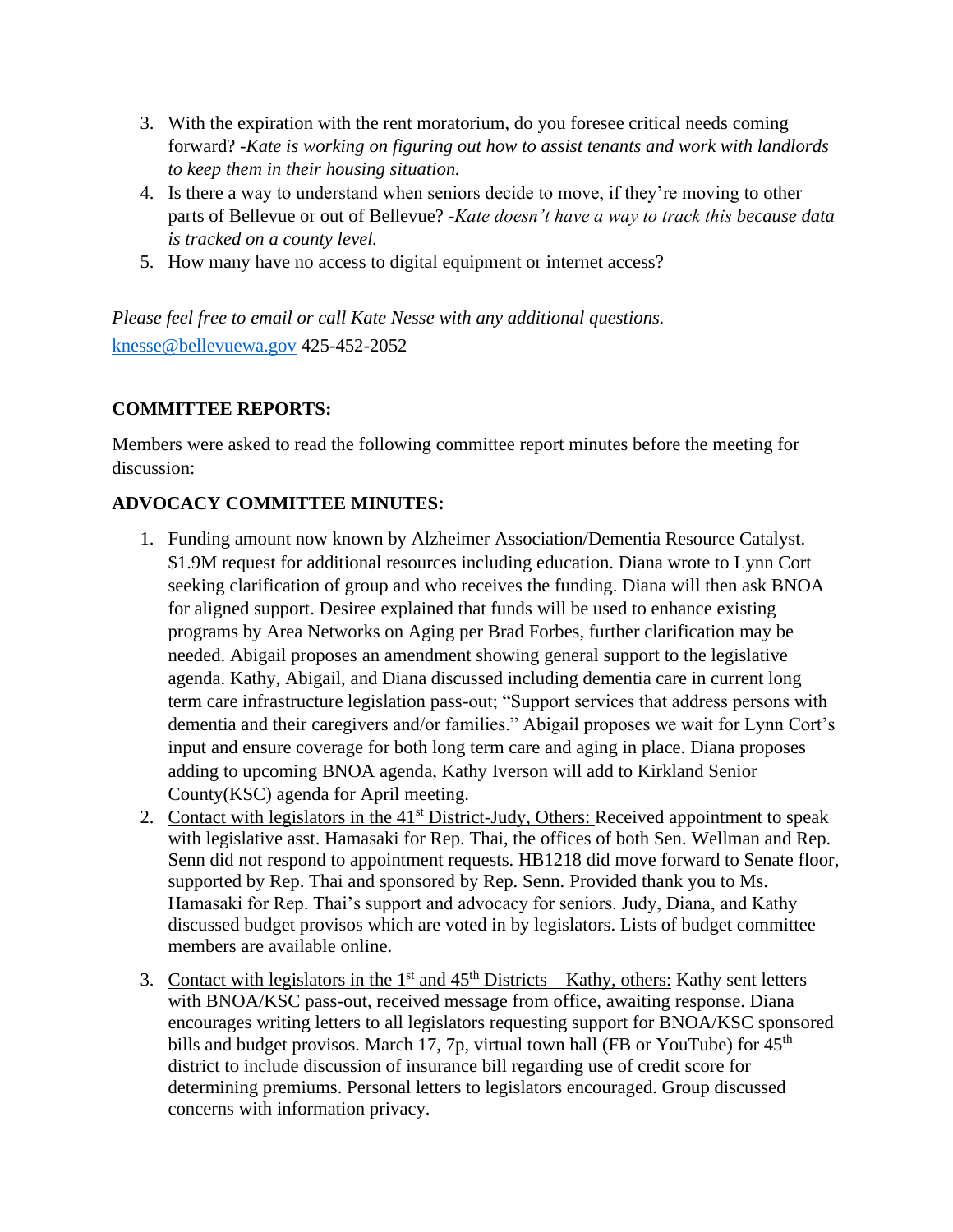3. With the expiration with the rent moratorium, do you foresee critical needs coming forward? *-Kate is working on figuring out how to assist tenants and work with landlords to keep them in their housing situation.*
4. Is there a way to understand when seniors decide to move, if they're moving to other parts of Bellevue or out of Bellevue? *-Kate doesn't have a way to track this because data is tracked on a county level.*
5. How many have no access to digital equipment or internet access?

*Please feel free to email or call Kate Nesse with any additional questions.*
[knesse@bellevuewa.gov](mailto:knesse@bellevuewa.gov) 425-452-2052

**COMMITTEE REPORTS:**

Members were asked to read the following committee report minutes before the meeting for discussion:

**ADVOCACY COMMITTEE MINUTES:**

1. Funding amount now known by Alzheimer Association/Dementia Resource Catalyst. $1.9M request for additional resources including education. Diana wrote to Lynn Cort seeking clarification of group and who receives the funding. Diana will then ask BNOA for aligned support. Desiree explained that funds will be used to enhance existing programs by Area Networks on Aging per Brad Forbes, further clarification may be needed. Abigail proposes an amendment showing general support to the legislative agenda. Kathy, Abigail, and Diana discussed including dementia care in current long term care infrastructure legislation pass-out; "Support services that address persons with dementia and their caregivers and/or families." Abigail proposes we wait for Lynn Cort's input and ensure coverage for both long term care and aging in place. Diana proposes adding to upcoming BNOA agenda, Kathy Iverson will add to Kirkland Senior County(KSC) agenda for April meeting.
2. <u>Contact with legislators in the 41st District-Judy, Others:</u> Received appointment to speak with legislative asst. Hamasaki for Rep. Thai, the offices of both Sen. Wellman and Rep. Senn did not respond to appointment requests. HB1218 did move forward to Senate floor, supported by Rep. Thai and sponsored by Rep. Senn. Provided thank you to Ms. Hamasaki for Rep. Thai's support and advocacy for seniors. Judy, Diana, and Kathy discussed budget provisos which are voted in by legislators. Lists of budget committee members are available online.
3. <u>Contact with legislators in the 1st and 45th Districts—Kathy, others:</u> Kathy sent letters with BNOA/KSC pass-out, received message from office, awaiting response. Diana encourages writing letters to all legislators requesting support for BNOA/KSC sponsored bills and budget provisos. March 17, 7p, virtual town hall (FB or YouTube) for 45th district to include discussion of insurance bill regarding use of credit score for determining premiums. Personal letters to legislators encouraged. Group discussed concerns with information privacy.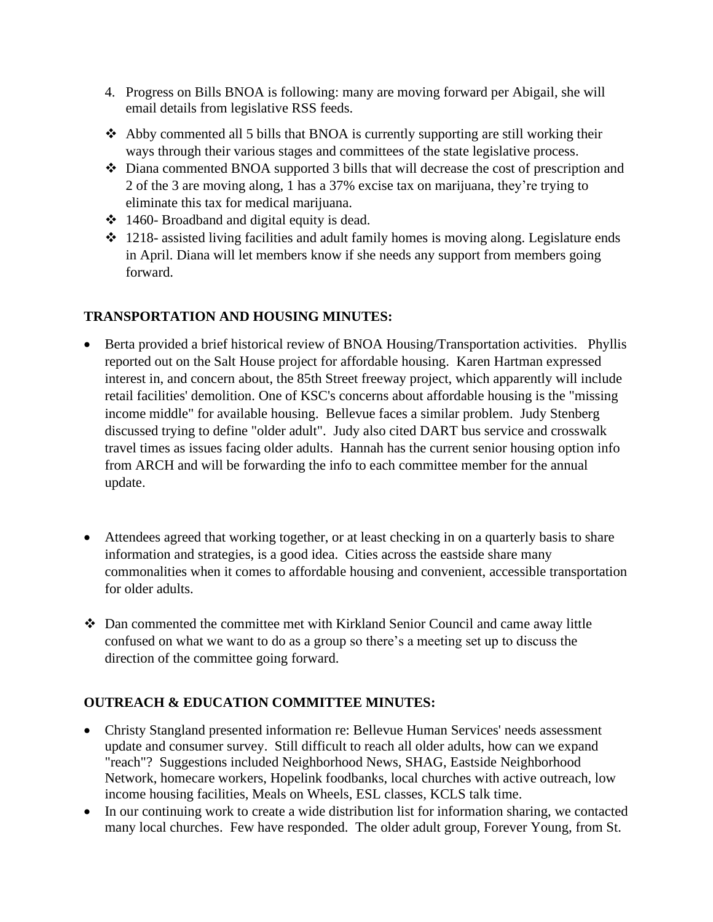4. Progress on Bills BNOA is following: many are moving forward per Abigail, she will email details from legislative RSS feeds.

- Abby commented all 5 bills that BNOA is currently supporting are still working their ways through their various stages and committees of the state legislative process.
- Diana commented BNOA supported 3 bills that will decrease the cost of prescription and 2 of the 3 are moving along, 1 has a 37% excise tax on marijuana, they're trying to eliminate this tax for medical marijuana.
- 1460- Broadband and digital equity is dead.
- 1218- assisted living facilities and adult family homes is moving along. Legislature ends in April. Diana will let members know if she needs any support from members going forward.

**TRANSPORTATION AND HOUSING MINUTES:**

- Berta provided a brief historical review of BNOA Housing/Transportation activities. Phyllis reported out on the Salt House project for affordable housing. Karen Hartman expressed interest in, and concern about, the 85th Street freeway project, which apparently will include retail facilities' demolition. One of KSC's concerns about affordable housing is the "missing income middle" for available housing. Bellevue faces a similar problem. Judy Stenberg discussed trying to define "older adult". Judy also cited DART bus service and crosswalk travel times as issues facing older adults. Hannah has the current senior housing option info from ARCH and will be forwarding the info to each committee member for the annual update.

- Attendees agreed that working together, or at least checking in on a quarterly basis to share information and strategies, is a good idea. Cities across the eastside share many commonalities when it comes to affordable housing and convenient, accessible transportation for older adults.

- Dan commented the committee met with Kirkland Senior Council and came away little confused on what we want to do as a group so there's a meeting set up to discuss the direction of the committee going forward.

**OUTREACH & EDUCATION COMMITTEE MINUTES:**

- Christy Stangland presented information re: Bellevue Human Services' needs assessment update and consumer survey. Still difficult to reach all older adults, how can we expand "reach"? Suggestions included Neighborhood News, SHAG, Eastside Neighborhood Network, homecare workers, Hopelink foodbanks, local churches with active outreach, low income housing facilities, Meals on Wheels, ESL classes, KCLS talk time.
- In our continuing work to create a wide distribution list for information sharing, we contacted many local churches. Few have responded. The older adult group, Forever Young, from St.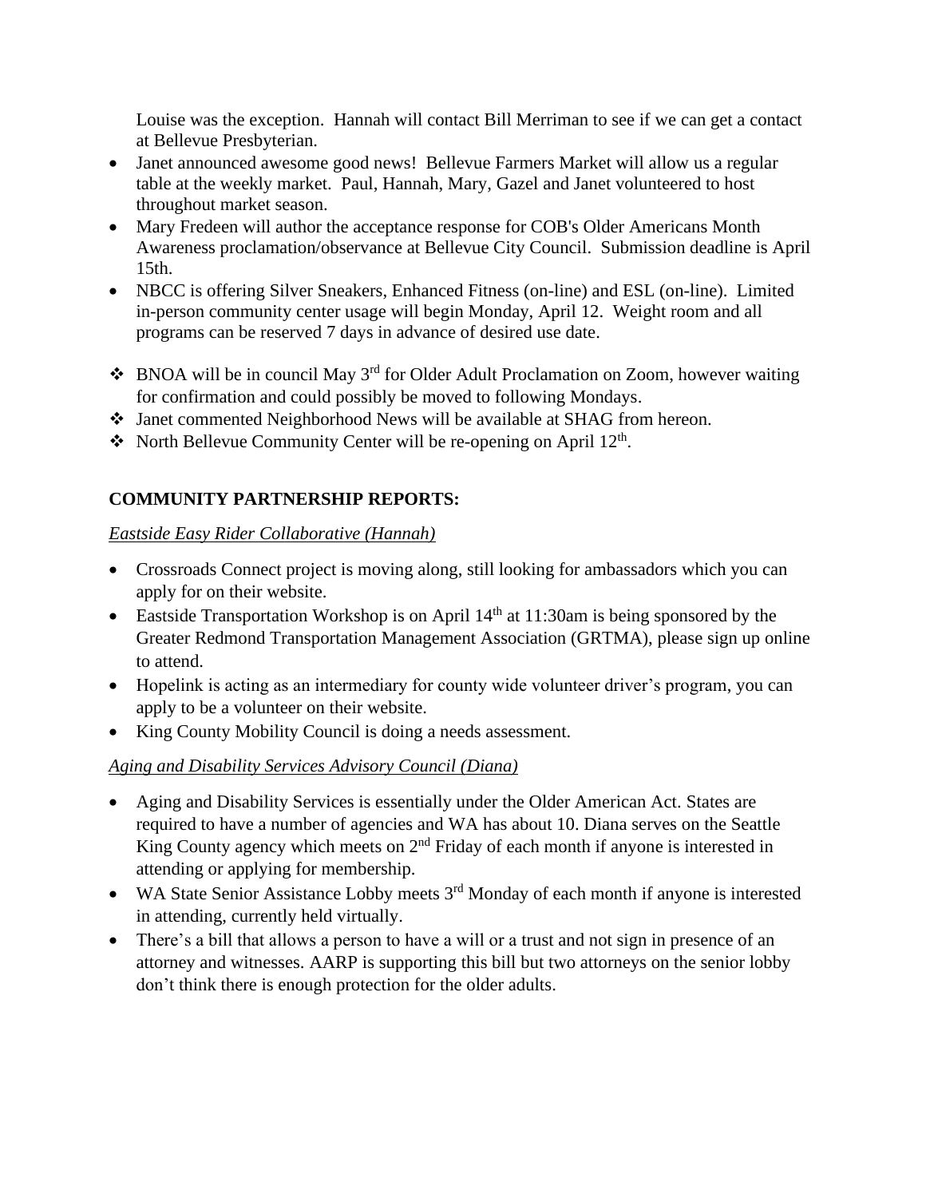Louise was the exception. Hannah will contact Bill Merriman to see if we can get a contact at Bellevue Presbyterian.

- Janet announced awesome good news! Bellevue Farmers Market will allow us a regular table at the weekly market. Paul, Hannah, Mary, Gazel and Janet volunteered to host throughout market season.
- Mary Fredeen will author the acceptance response for COB's Older Americans Month Awareness proclamation/observance at Bellevue City Council. Submission deadline is April 15th.
- NBCC is offering Silver Sneakers, Enhanced Fitness (on-line) and ESL (on-line). Limited in-person community center usage will begin Monday, April 12. Weight room and all programs can be reserved 7 days in advance of desired use date.

- ❖ BNOA will be in council May 3rd for Older Adult Proclamation on Zoom, however waiting for confirmation and could possibly be moved to following Mondays.
- ❖ Janet commented Neighborhood News will be available at SHAG from hereon.
- ❖ North Bellevue Community Center will be re-opening on April 12th.

**COMMUNITY PARTNERSHIP REPORTS:**

*Eastside Easy Rider Collaborative (Hannah)*

- Crossroads Connect project is moving along, still looking for ambassadors which you can apply for on their website.
- Eastside Transportation Workshop is on April 14th at 11:30am is being sponsored by the Greater Redmond Transportation Management Association (GRTMA), please sign up online to attend.
- Hopelink is acting as an intermediary for county wide volunteer driver's program, you can apply to be a volunteer on their website.
- King County Mobility Council is doing a needs assessment.

*Aging and Disability Services Advisory Council (Diana)*

- Aging and Disability Services is essentially under the Older American Act. States are required to have a number of agencies and WA has about 10. Diana serves on the Seattle King County agency which meets on 2nd Friday of each month if anyone is interested in attending or applying for membership.
- WA State Senior Assistance Lobby meets 3rd Monday of each month if anyone is interested in attending, currently held virtually.
- There's a bill that allows a person to have a will or a trust and not sign in presence of an attorney and witnesses. AARP is supporting this bill but two attorneys on the senior lobby don't think there is enough protection for the older adults.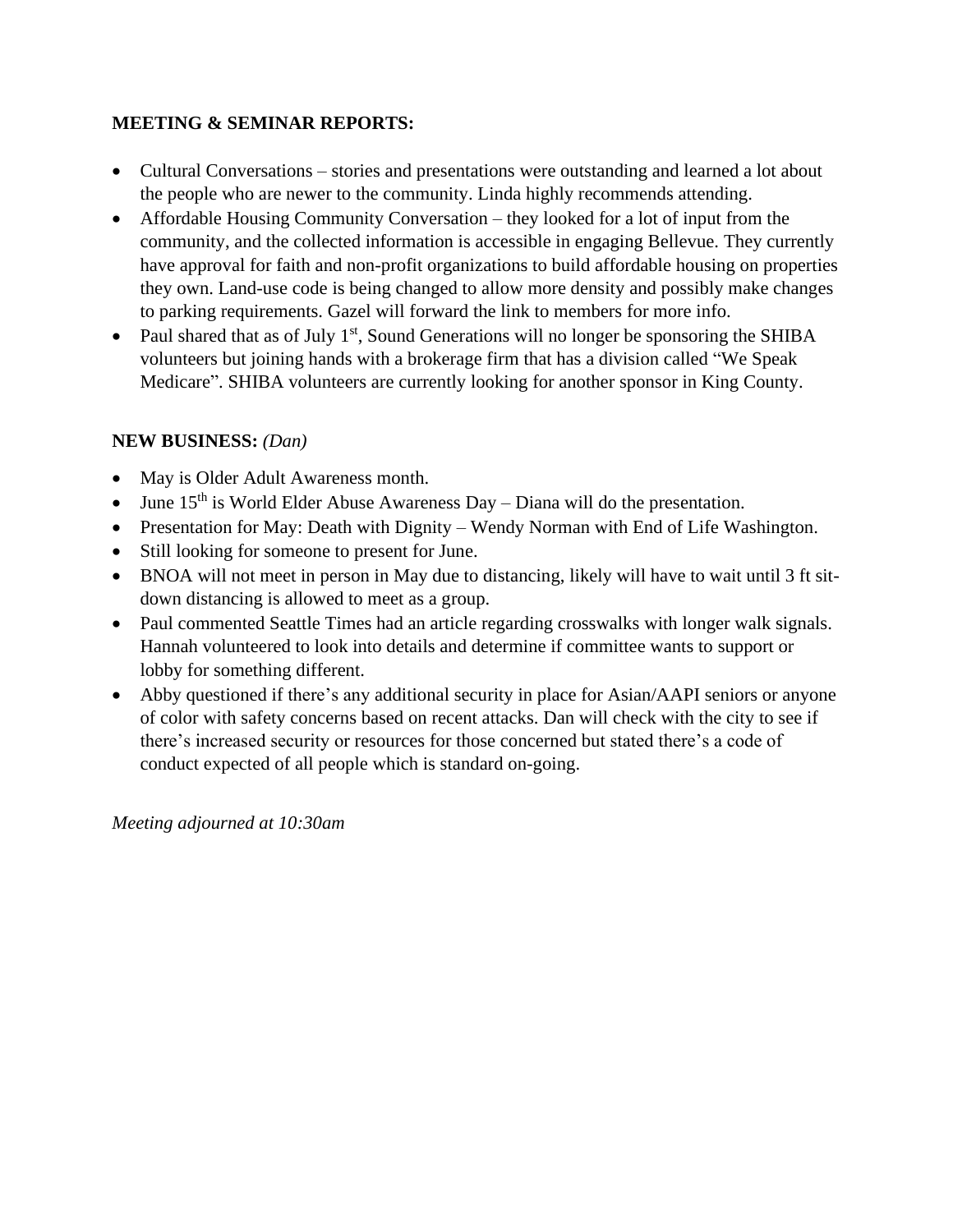**MEETING & SEMINAR REPORTS:**

- Cultural Conversations – stories and presentations were outstanding and learned a lot about the people who are newer to the community. Linda highly recommends attending.
- Affordable Housing Community Conversation – they looked for a lot of input from the community, and the collected information is accessible in engaging Bellevue. They currently have approval for faith and non-profit organizations to build affordable housing on properties they own. Land-use code is being changed to allow more density and possibly make changes to parking requirements. Gazel will forward the link to members for more info.
- Paul shared that as of July 1st, Sound Generations will no longer be sponsoring the SHIBA volunteers but joining hands with a brokerage firm that has a division called "We Speak Medicare". SHIBA volunteers are currently looking for another sponsor in King County.

**NEW BUSINESS:** *(Dan)*

- May is Older Adult Awareness month.
- June 15th is World Elder Abuse Awareness Day – Diana will do the presentation.
- Presentation for May: Death with Dignity – Wendy Norman with End of Life Washington.
- Still looking for someone to present for June.
- BNOA will not meet in person in May due to distancing, likely will have to wait until 3 ft sit-down distancing is allowed to meet as a group.
- Paul commented Seattle Times had an article regarding crosswalks with longer walk signals. Hannah volunteered to look into details and determine if committee wants to support or lobby for something different.
- Abby questioned if there's any additional security in place for Asian/AAPI seniors or anyone of color with safety concerns based on recent attacks. Dan will check with the city to see if there's increased security or resources for those concerned but stated there's a code of conduct expected of all people which is standard on-going.

*Meeting adjourned at 10:30am*